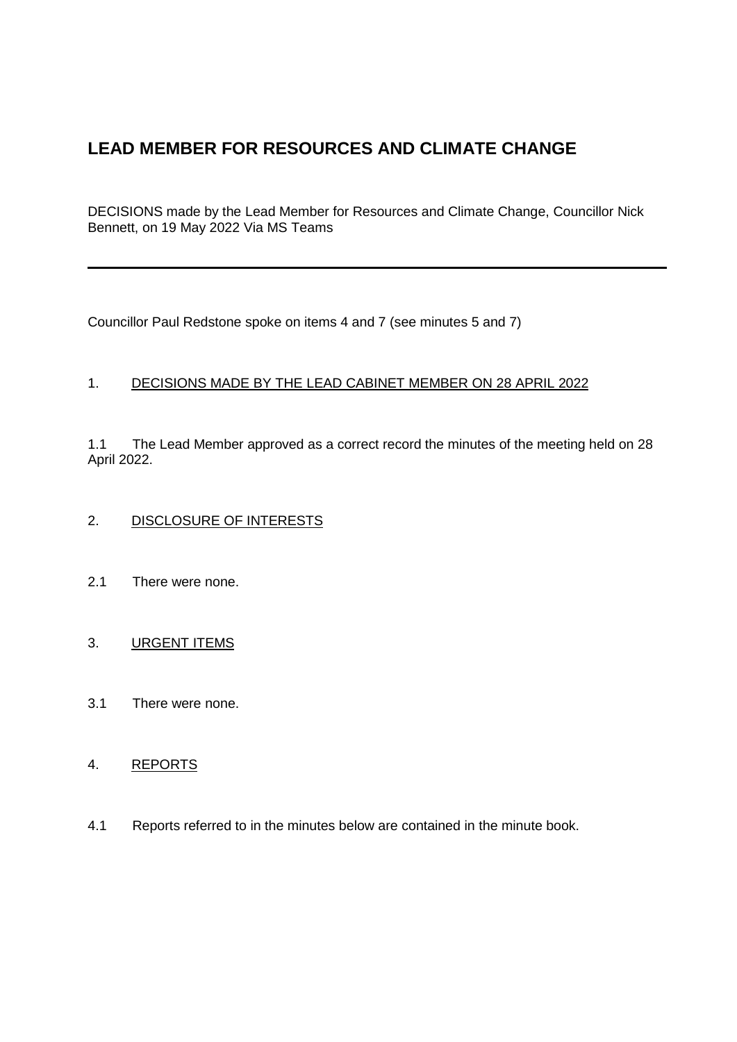# LEAD MEMBER FOR RESOURCES AND CLIMATE CHANGE

DECISIONS made by the Lead Member for Resources and Climate Change, Councillor Nick Bennett, on 19 May 2022 Via MS Teams

---

Councillor Paul Redstone spoke on items 4 and 7 (see minutes 5 and 7)

## 1. DECISIONS MADE BY THE LEAD CABINET MEMBER ON 28 APRIL 2022

1.1 The Lead Member approved as a correct record the minutes of the meeting held on 28 April 2022.

## 2. DISCLOSURE OF INTERESTS

2.1 There were none.

## 3. URGENT ITEMS

3.1 There were none.

## 4. REPORTS

4.1 Reports referred to in the minutes below are contained in the minute book.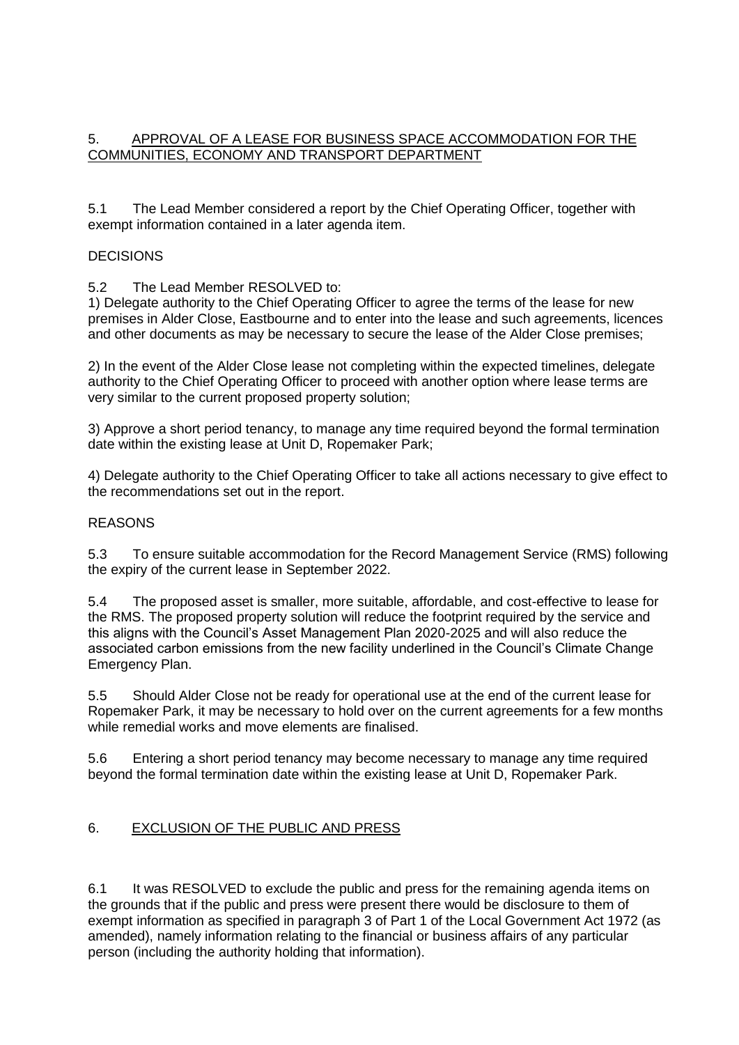## 5. APPROVAL OF A LEASE FOR BUSINESS SPACE ACCOMMODATION FOR THE COMMUNITIES, ECONOMY AND TRANSPORT DEPARTMENT

5.1 The Lead Member considered a report by the Chief Operating Officer, together with exempt information contained in a later agenda item.

DECISIONS

5.2 The Lead Member RESOLVED to:

1) Delegate authority to the Chief Operating Officer to agree the terms of the lease for new premises in Alder Close, Eastbourne and to enter into the lease and such agreements, licences and other documents as may be necessary to secure the lease of the Alder Close premises;

2) In the event of the Alder Close lease not completing within the expected timelines, delegate authority to the Chief Operating Officer to proceed with another option where lease terms are very similar to the current proposed property solution;

3) Approve a short period tenancy, to manage any time required beyond the formal termination date within the existing lease at Unit D, Ropemaker Park;

4) Delegate authority to the Chief Operating Officer to take all actions necessary to give effect to the recommendations set out in the report.

REASONS

5.3 To ensure suitable accommodation for the Record Management Service (RMS) following the expiry of the current lease in September 2022.

5.4 The proposed asset is smaller, more suitable, affordable, and cost-effective to lease for the RMS. The proposed property solution will reduce the footprint required by the service and this aligns with the Council's Asset Management Plan 2020-2025 and will also reduce the associated carbon emissions from the new facility underlined in the Council's Climate Change Emergency Plan.

5.5 Should Alder Close not be ready for operational use at the end of the current lease for Ropemaker Park, it may be necessary to hold over on the current agreements for a few months while remedial works and move elements are finalised.

5.6 Entering a short period tenancy may become necessary to manage any time required beyond the formal termination date within the existing lease at Unit D, Ropemaker Park.

## 6. EXCLUSION OF THE PUBLIC AND PRESS

6.1 It was RESOLVED to exclude the public and press for the remaining agenda items on the grounds that if the public and press were present there would be disclosure to them of exempt information as specified in paragraph 3 of Part 1 of the Local Government Act 1972 (as amended), namely information relating to the financial or business affairs of any particular person (including the authority holding that information).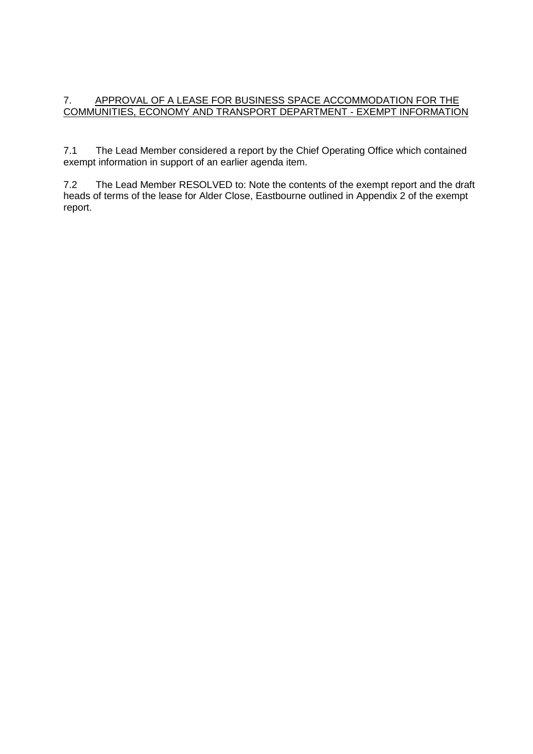## 7. APPROVAL OF A LEASE FOR BUSINESS SPACE ACCOMMODATION FOR THE COMMUNITIES, ECONOMY AND TRANSPORT DEPARTMENT - EXEMPT INFORMATION

7.1 The Lead Member considered a report by the Chief Operating Office which contained exempt information in support of an earlier agenda item.

7.2 The Lead Member RESOLVED to: Note the contents of the exempt report and the draft heads of terms of the lease for Alder Close, Eastbourne outlined in Appendix 2 of the exempt report.